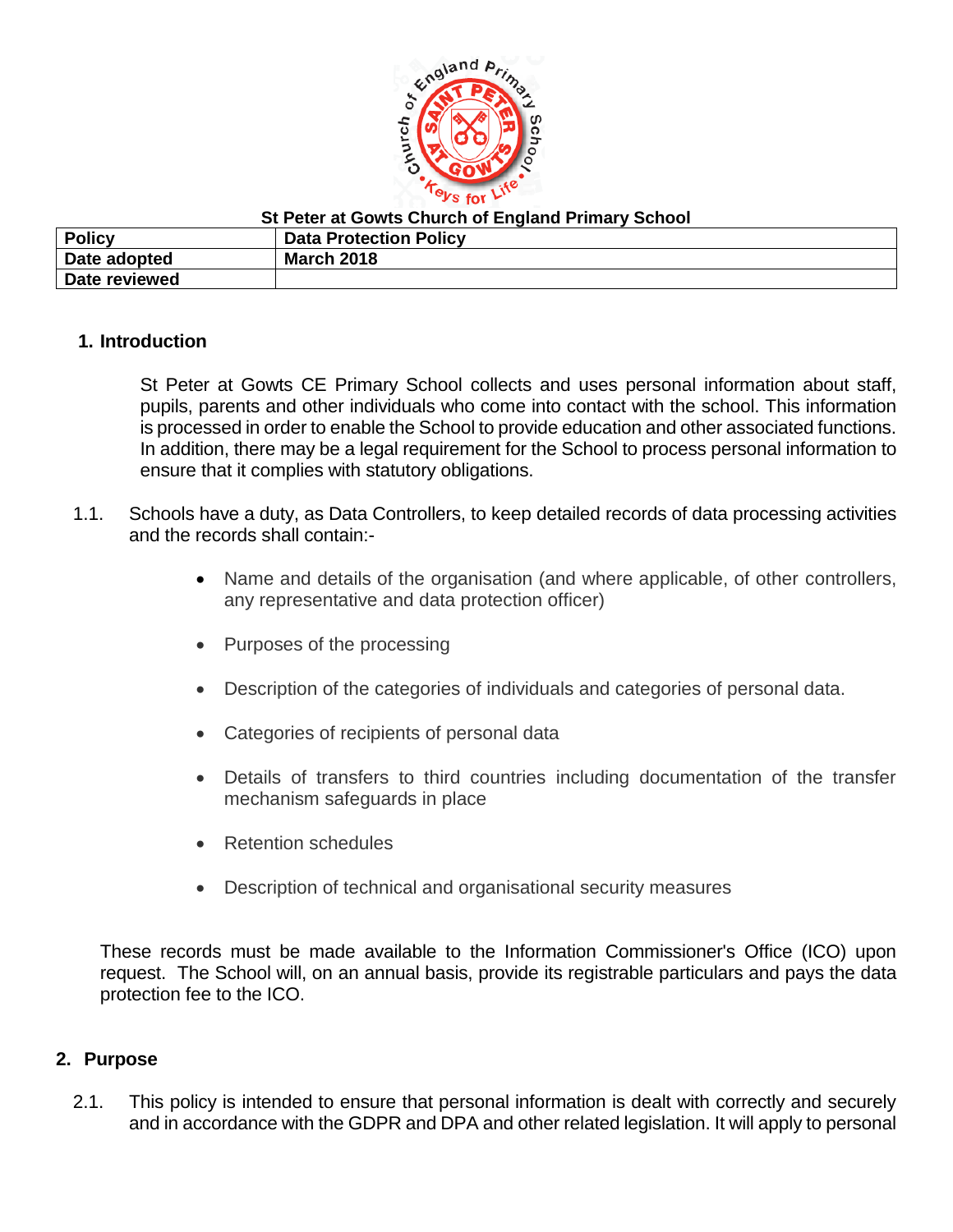**St Peter at Gowts Church of England Primary School**

| Policy | Data Protection Policy |
| --- | --- |
| Date adopted | March 2018 |
| Date reviewed | |

## 1. Introduction

St Peter at Gowts CE Primary School collects and uses personal information about staff, pupils, parents and other individuals who come into contact with the school. This information is processed in order to enable the School to provide education and other associated functions. In addition, there may be a legal requirement for the School to process personal information to ensure that it complies with statutory obligations.

1.1. Schools have a duty, as Data Controllers, to keep detailed records of data processing activities and the records shall contain:-

- Name and details of the organisation (and where applicable, of other controllers, any representative and data protection officer)
- Purposes of the processing
- Description of the categories of individuals and categories of personal data.
- Categories of recipients of personal data
- Details of transfers to third countries including documentation of the transfer mechanism safeguards in place
- Retention schedules
- Description of technical and organisational security measures

These records must be made available to the Information Commissioner's Office (ICO) upon request. The School will, on an annual basis, provide its registrable particulars and pays the data protection fee to the ICO.

## 2. Purpose

2.1. This policy is intended to ensure that personal information is dealt with correctly and securely and in accordance with the GDPR and DPA and other related legislation. It will apply to personal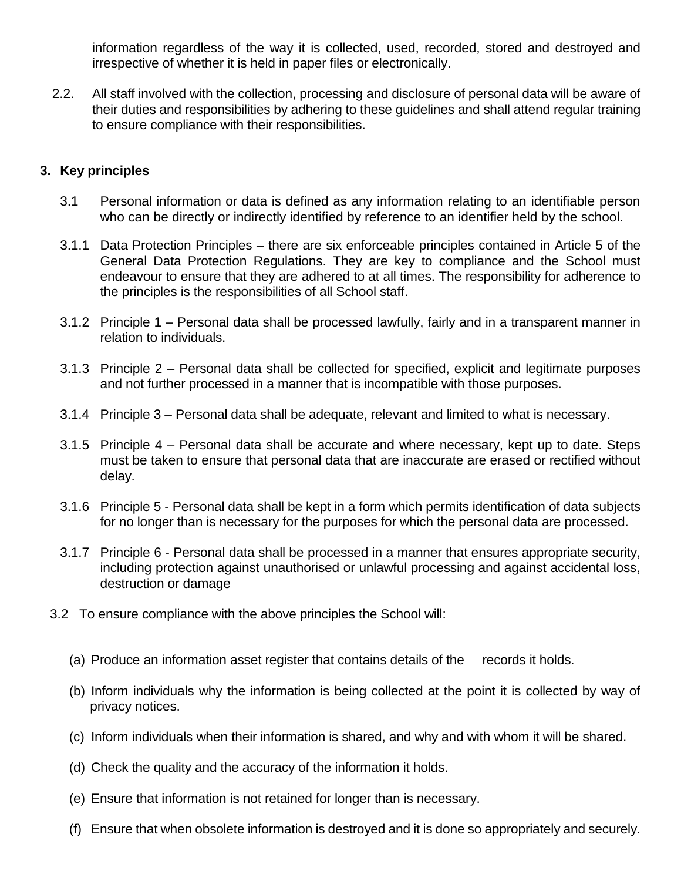information regardless of the way it is collected, used, recorded, stored and destroyed and irrespective of whether it is held in paper files or electronically.

2.2. All staff involved with the collection, processing and disclosure of personal data will be aware of their duties and responsibilities by adhering to these guidelines and shall attend regular training to ensure compliance with their responsibilities.

## 3. Key principles

3.1 Personal information or data is defined as any information relating to an identifiable person who can be directly or indirectly identified by reference to an identifier held by the school.

3.1.1 Data Protection Principles – there are six enforceable principles contained in Article 5 of the General Data Protection Regulations. They are key to compliance and the School must endeavour to ensure that they are adhered to at all times. The responsibility for adherence to the principles is the responsibilities of all School staff.

3.1.2 Principle 1 – Personal data shall be processed lawfully, fairly and in a transparent manner in relation to individuals.

3.1.3 Principle 2 – Personal data shall be collected for specified, explicit and legitimate purposes and not further processed in a manner that is incompatible with those purposes.

3.1.4 Principle 3 – Personal data shall be adequate, relevant and limited to what is necessary.

3.1.5 Principle 4 – Personal data shall be accurate and where necessary, kept up to date. Steps must be taken to ensure that personal data that are inaccurate are erased or rectified without delay.

3.1.6 Principle 5 - Personal data shall be kept in a form which permits identification of data subjects for no longer than is necessary for the purposes for which the personal data are processed.

3.1.7 Principle 6 - Personal data shall be processed in a manner that ensures appropriate security, including protection against unauthorised or unlawful processing and against accidental loss, destruction or damage

3.2 To ensure compliance with the above principles the School will:

(a) Produce an information asset register that contains details of the records it holds.

(b) Inform individuals why the information is being collected at the point it is collected by way of privacy notices.

(c) Inform individuals when their information is shared, and why and with whom it will be shared.

(d) Check the quality and the accuracy of the information it holds.

(e) Ensure that information is not retained for longer than is necessary.

(f) Ensure that when obsolete information is destroyed and it is done so appropriately and securely.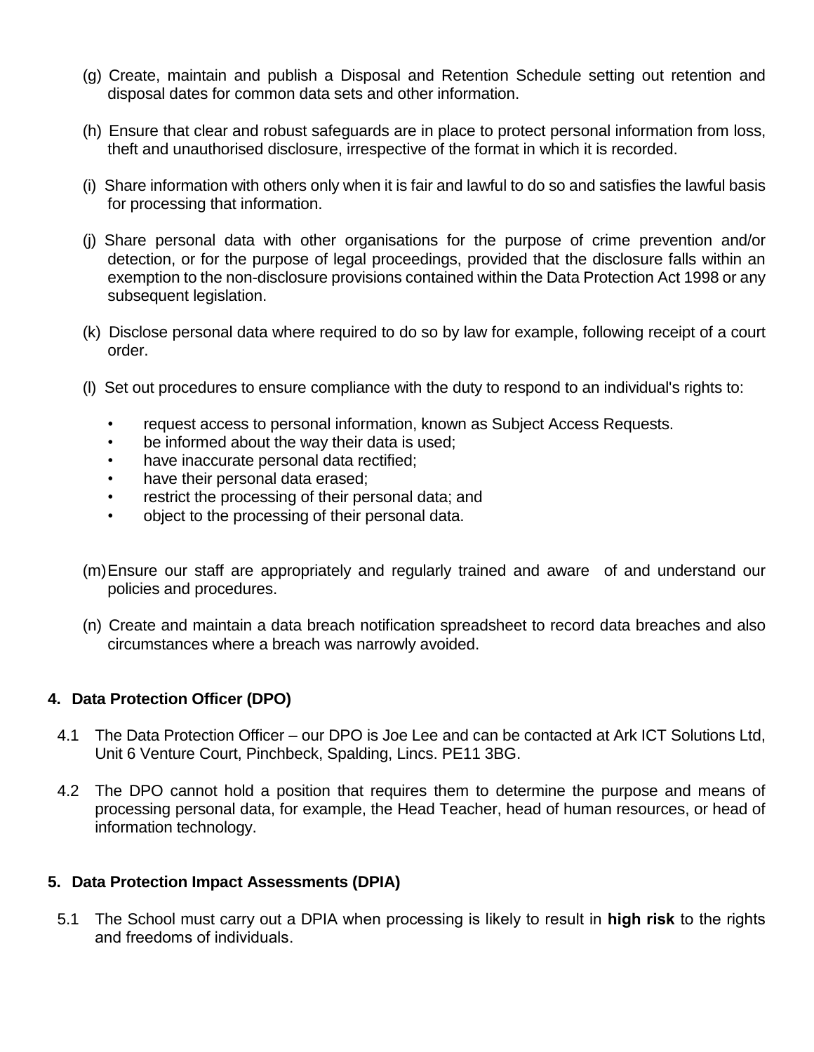(g) Create, maintain and publish a Disposal and Retention Schedule setting out retention and disposal dates for common data sets and other information.

(h) Ensure that clear and robust safeguards are in place to protect personal information from loss, theft and unauthorised disclosure, irrespective of the format in which it is recorded.

(i) Share information with others only when it is fair and lawful to do so and satisfies the lawful basis for processing that information.

(j) Share personal data with other organisations for the purpose of crime prevention and/or detection, or for the purpose of legal proceedings, provided that the disclosure falls within an exemption to the non-disclosure provisions contained within the Data Protection Act 1998 or any subsequent legislation.

(k) Disclose personal data where required to do so by law for example, following receipt of a court order.

(l) Set out procedures to ensure compliance with the duty to respond to an individual's rights to:

- request access to personal information, known as Subject Access Requests.
- be informed about the way their data is used;
- have inaccurate personal data rectified;
- have their personal data erased;
- restrict the processing of their personal data; and
- object to the processing of their personal data.

(m) Ensure our staff are appropriately and regularly trained and aware of and understand our policies and procedures.

(n) Create and maintain a data breach notification spreadsheet to record data breaches and also circumstances where a breach was narrowly avoided.

## 4. Data Protection Officer (DPO)

4.1 The Data Protection Officer – our DPO is Joe Lee and can be contacted at Ark ICT Solutions Ltd, Unit 6 Venture Court, Pinchbeck, Spalding, Lincs. PE11 3BG.

4.2 The DPO cannot hold a position that requires them to determine the purpose and means of processing personal data, for example, the Head Teacher, head of human resources, or head of information technology.

## 5. Data Protection Impact Assessments (DPIA)

5.1 The School must carry out a DPIA when processing is likely to result in **high risk** to the rights and freedoms of individuals.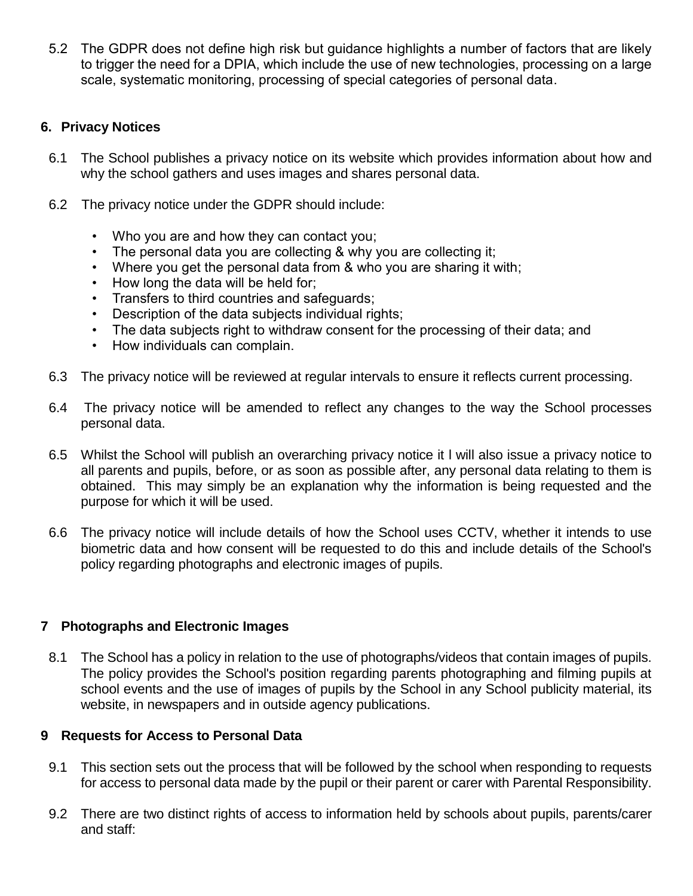5.2 The GDPR does not define high risk but guidance highlights a number of factors that are likely to trigger the need for a DPIA, which include the use of new technologies, processing on a large scale, systematic monitoring, processing of special categories of personal data.

## 6. Privacy Notices

6.1 The School publishes a privacy notice on its website which provides information about how and why the school gathers and uses images and shares personal data.

6.2 The privacy notice under the GDPR should include:

- Who you are and how they can contact you;
- The personal data you are collecting & why you are collecting it;
- Where you get the personal data from & who you are sharing it with;
- How long the data will be held for;
- Transfers to third countries and safeguards;
- Description of the data subjects individual rights;
- The data subjects right to withdraw consent for the processing of their data; and
- How individuals can complain.

6.3 The privacy notice will be reviewed at regular intervals to ensure it reflects current processing.

6.4 The privacy notice will be amended to reflect any changes to the way the School processes personal data.

6.5 Whilst the School will publish an overarching privacy notice it l will also issue a privacy notice to all parents and pupils, before, or as soon as possible after, any personal data relating to them is obtained. This may simply be an explanation why the information is being requested and the purpose for which it will be used.

6.6 The privacy notice will include details of how the School uses CCTV, whether it intends to use biometric data and how consent will be requested to do this and include details of the School's policy regarding photographs and electronic images of pupils.

## 7 Photographs and Electronic Images

8.1 The School has a policy in relation to the use of photographs/videos that contain images of pupils. The policy provides the School's position regarding parents photographing and filming pupils at school events and the use of images of pupils by the School in any School publicity material, its website, in newspapers and in outside agency publications.

## 9 Requests for Access to Personal Data

9.1 This section sets out the process that will be followed by the school when responding to requests for access to personal data made by the pupil or their parent or carer with Parental Responsibility.

9.2 There are two distinct rights of access to information held by schools about pupils, parents/carer and staff: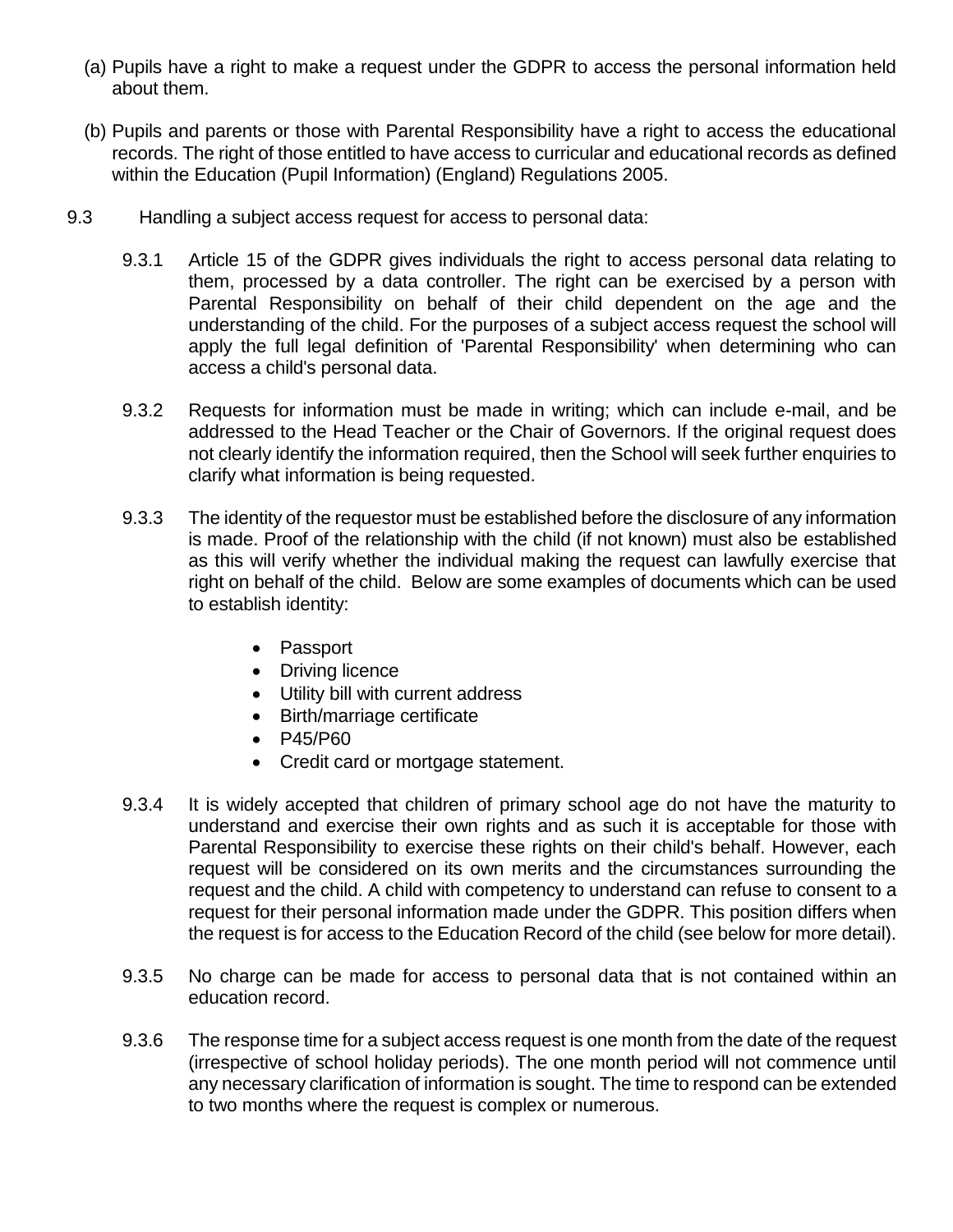(a) Pupils have a right to make a request under the GDPR to access the personal information held about them.

(b) Pupils and parents or those with Parental Responsibility have a right to access the educational records. The right of those entitled to have access to curricular and educational records as defined within the Education (Pupil Information) (England) Regulations 2005.

9.3 Handling a subject access request for access to personal data:

9.3.1 Article 15 of the GDPR gives individuals the right to access personal data relating to them, processed by a data controller. The right can be exercised by a person with Parental Responsibility on behalf of their child dependent on the age and the understanding of the child. For the purposes of a subject access request the school will apply the full legal definition of 'Parental Responsibility' when determining who can access a child's personal data.

9.3.2 Requests for information must be made in writing; which can include e-mail, and be addressed to the Head Teacher or the Chair of Governors. If the original request does not clearly identify the information required, then the School will seek further enquiries to clarify what information is being requested.

9.3.3 The identity of the requestor must be established before the disclosure of any information is made. Proof of the relationship with the child (if not known) must also be established as this will verify whether the individual making the request can lawfully exercise that right on behalf of the child. Below are some examples of documents which can be used to establish identity:

- Passport
- Driving licence
- Utility bill with current address
- Birth/marriage certificate
- P45/P60
- Credit card or mortgage statement.

9.3.4 It is widely accepted that children of primary school age do not have the maturity to understand and exercise their own rights and as such it is acceptable for those with Parental Responsibility to exercise these rights on their child's behalf. However, each request will be considered on its own merits and the circumstances surrounding the request and the child. A child with competency to understand can refuse to consent to a request for their personal information made under the GDPR. This position differs when the request is for access to the Education Record of the child (see below for more detail).

9.3.5 No charge can be made for access to personal data that is not contained within an education record.

9.3.6 The response time for a subject access request is one month from the date of the request (irrespective of school holiday periods). The one month period will not commence until any necessary clarification of information is sought. The time to respond can be extended to two months where the request is complex or numerous.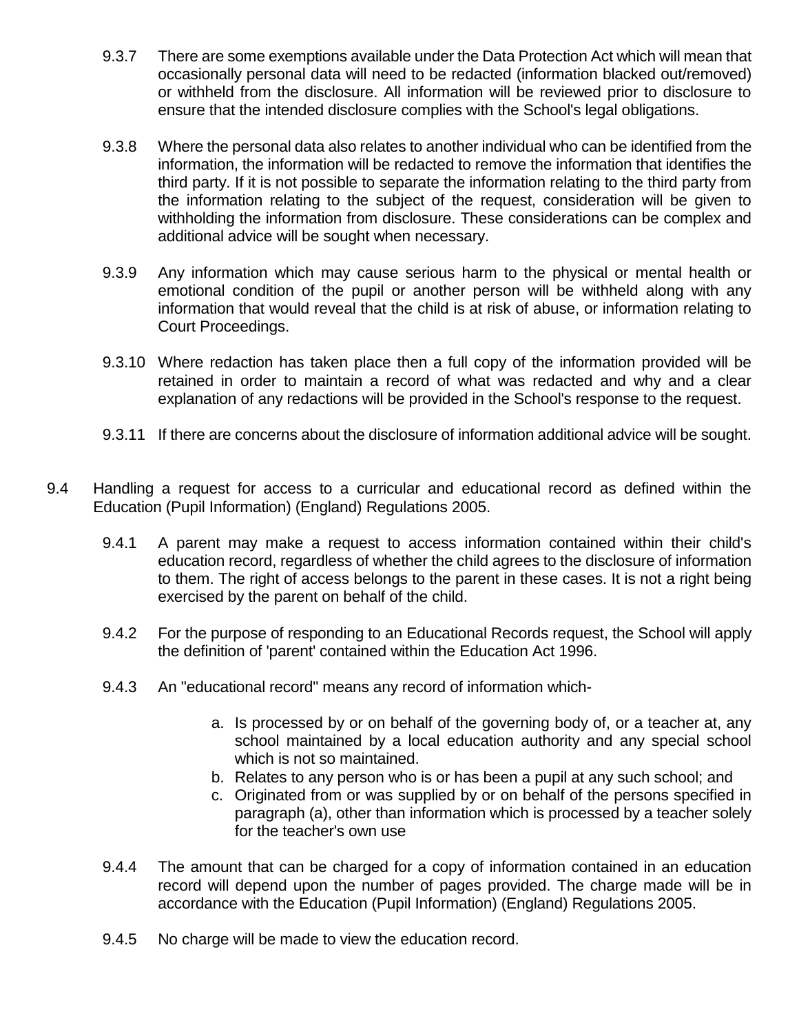9.3.7 There are some exemptions available under the Data Protection Act which will mean that occasionally personal data will need to be redacted (information blacked out/removed) or withheld from the disclosure. All information will be reviewed prior to disclosure to ensure that the intended disclosure complies with the School's legal obligations.

9.3.8 Where the personal data also relates to another individual who can be identified from the information, the information will be redacted to remove the information that identifies the third party. If it is not possible to separate the information relating to the third party from the information relating to the subject of the request, consideration will be given to withholding the information from disclosure. These considerations can be complex and additional advice will be sought when necessary.

9.3.9 Any information which may cause serious harm to the physical or mental health or emotional condition of the pupil or another person will be withheld along with any information that would reveal that the child is at risk of abuse, or information relating to Court Proceedings.

9.3.10 Where redaction has taken place then a full copy of the information provided will be retained in order to maintain a record of what was redacted and why and a clear explanation of any redactions will be provided in the School's response to the request.

9.3.11 If there are concerns about the disclosure of information additional advice will be sought.

9.4 Handling a request for access to a curricular and educational record as defined within the Education (Pupil Information) (England) Regulations 2005.

9.4.1 A parent may make a request to access information contained within their child's education record, regardless of whether the child agrees to the disclosure of information to them. The right of access belongs to the parent in these cases. It is not a right being exercised by the parent on behalf of the child.

9.4.2 For the purpose of responding to an Educational Records request, the School will apply the definition of 'parent' contained within the Education Act 1996.

9.4.3 An "educational record" means any record of information which-

a. Is processed by or on behalf of the governing body of, or a teacher at, any school maintained by a local education authority and any special school which is not so maintained.
b. Relates to any person who is or has been a pupil at any such school; and
c. Originated from or was supplied by or on behalf of the persons specified in paragraph (a), other than information which is processed by a teacher solely for the teacher's own use

9.4.4 The amount that can be charged for a copy of information contained in an education record will depend upon the number of pages provided. The charge made will be in accordance with the Education (Pupil Information) (England) Regulations 2005.

9.4.5 No charge will be made to view the education record.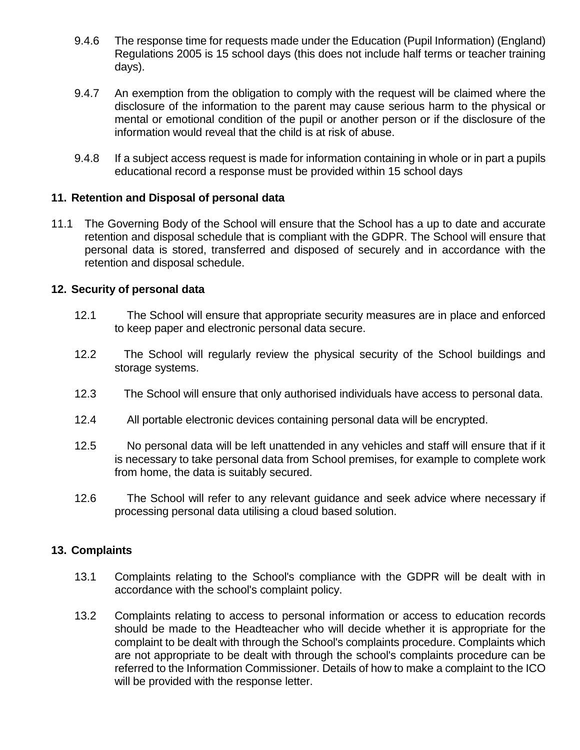9.4.6 The response time for requests made under the Education (Pupil Information) (England) Regulations 2005 is 15 school days (this does not include half terms or teacher training days).

9.4.7 An exemption from the obligation to comply with the request will be claimed where the disclosure of the information to the parent may cause serious harm to the physical or mental or emotional condition of the pupil or another person or if the disclosure of the information would reveal that the child is at risk of abuse.

9.4.8 If a subject access request is made for information containing in whole or in part a pupils educational record a response must be provided within 15 school days

## 11. Retention and Disposal of personal data

11.1 The Governing Body of the School will ensure that the School has a up to date and accurate retention and disposal schedule that is compliant with the GDPR. The School will ensure that personal data is stored, transferred and disposed of securely and in accordance with the retention and disposal schedule.

## 12. Security of personal data

12.1 The School will ensure that appropriate security measures are in place and enforced to keep paper and electronic personal data secure.

12.2 The School will regularly review the physical security of the School buildings and storage systems.

12.3 The School will ensure that only authorised individuals have access to personal data.

12.4 All portable electronic devices containing personal data will be encrypted.

12.5 No personal data will be left unattended in any vehicles and staff will ensure that if it is necessary to take personal data from School premises, for example to complete work from home, the data is suitably secured.

12.6 The School will refer to any relevant guidance and seek advice where necessary if processing personal data utilising a cloud based solution.

## 13. Complaints

13.1 Complaints relating to the School's compliance with the GDPR will be dealt with in accordance with the school's complaint policy.

13.2 Complaints relating to access to personal information or access to education records should be made to the Headteacher who will decide whether it is appropriate for the complaint to be dealt with through the School's complaints procedure. Complaints which are not appropriate to be dealt with through the school's complaints procedure can be referred to the Information Commissioner. Details of how to make a complaint to the ICO will be provided with the response letter.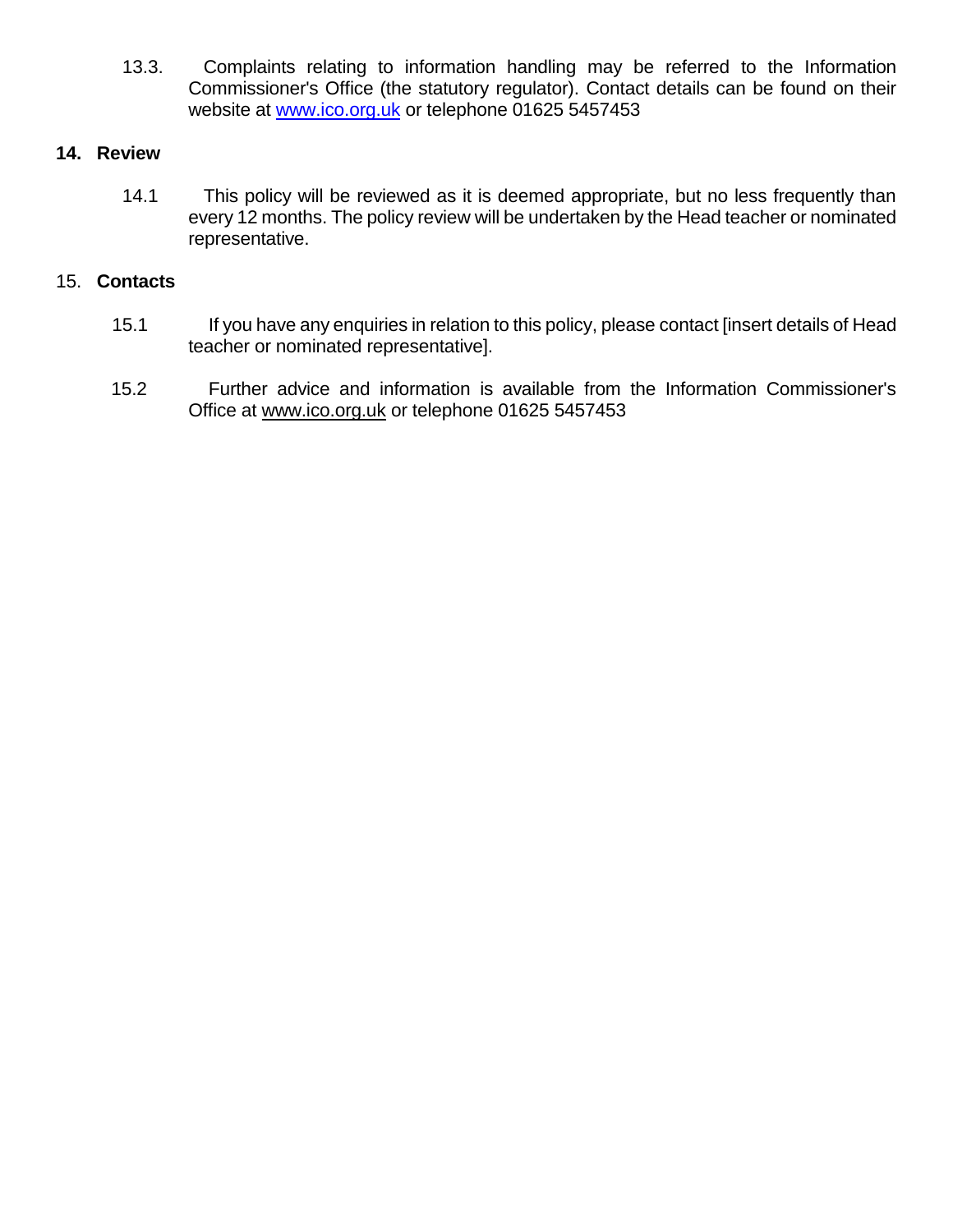13.3. Complaints relating to information handling may be referred to the Information Commissioner's Office (the statutory regulator). Contact details can be found on their website at www.ico.org.uk or telephone 01625 5457453

## 14. Review

14.1 This policy will be reviewed as it is deemed appropriate, but no less frequently than every 12 months. The policy review will be undertaken by the Head teacher or nominated representative.

## 15. Contacts

15.1 If you have any enquiries in relation to this policy, please contact [insert details of Head teacher or nominated representative].

15.2 Further advice and information is available from the Information Commissioner's Office at www.ico.org.uk or telephone 01625 5457453